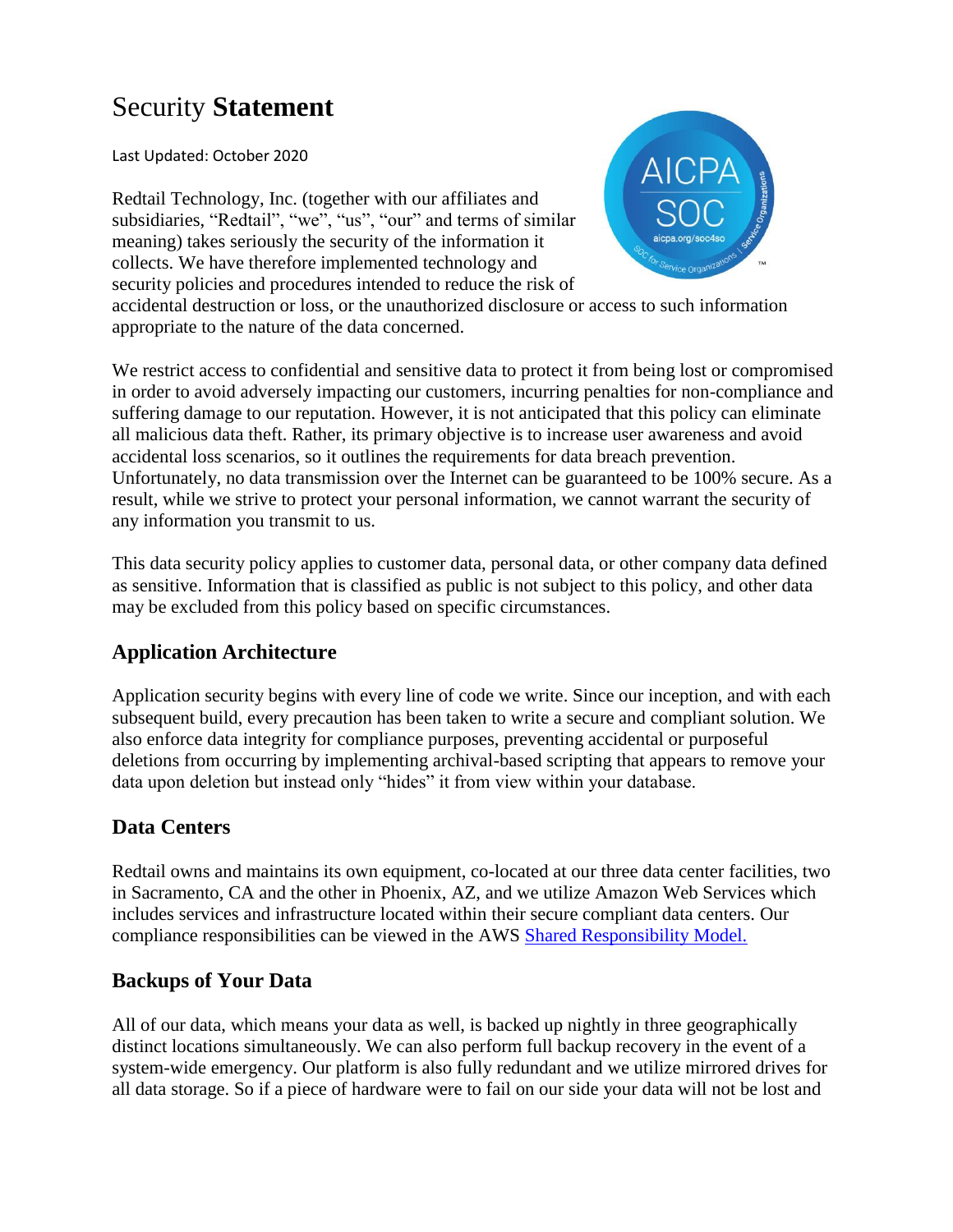# Security **Statement**

Last Updated: October 2020

Redtail Technology, Inc. (together with our affiliates and subsidiaries, "Redtail", "we", "us", "our" and terms of similar meaning) takes seriously the security of the information it collects. We have therefore implemented technology and security policies and procedures intended to reduce the risk of accidental destruction or loss, or the unauthorized disclosure or access to such information appropriate to the nature of the data concerned.

We restrict access to confidential and sensitive data to protect it from being lost or compromised in order to avoid adversely impacting our customers, incurring penalties for non-compliance and suffering damage to our reputation. However, it is not anticipated that this policy can eliminate all malicious data theft. Rather, its primary objective is to increase user awareness and avoid accidental loss scenarios, so it outlines the requirements for data breach prevention. Unfortunately, no data transmission over the Internet can be guaranteed to be 100% secure. As a result, while we strive to protect your personal information, we cannot warrant the security of any information you transmit to us.

This data security policy applies to customer data, personal data, or other company data defined as sensitive. Information that is classified as public is not subject to this policy, and other data may be excluded from this policy based on specific circumstances.

## Application Architecture

Application security begins with every line of code we write. Since our inception, and with each subsequent build, every precaution has been taken to write a secure and compliant solution. We also enforce data integrity for compliance purposes, preventing accidental or purposeful deletions from occurring by implementing archival-based scripting that appears to remove your data upon deletion but instead only "hides" it from view within your database.

## Data Centers

Redtail owns and maintains its own equipment, co-located at our three data center facilities, two in Sacramento, CA and the other in Phoenix, AZ, and we utilize Amazon Web Services which includes services and infrastructure located within their secure compliant data centers. Our compliance responsibilities can be viewed in the AWS Shared Responsibility Model.

## Backups of Your Data

All of our data, which means your data as well, is backed up nightly in three geographically distinct locations simultaneously. We can also perform full backup recovery in the event of a system-wide emergency. Our platform is also fully redundant and we utilize mirrored drives for all data storage. So if a piece of hardware were to fail on our side your data will not be lost and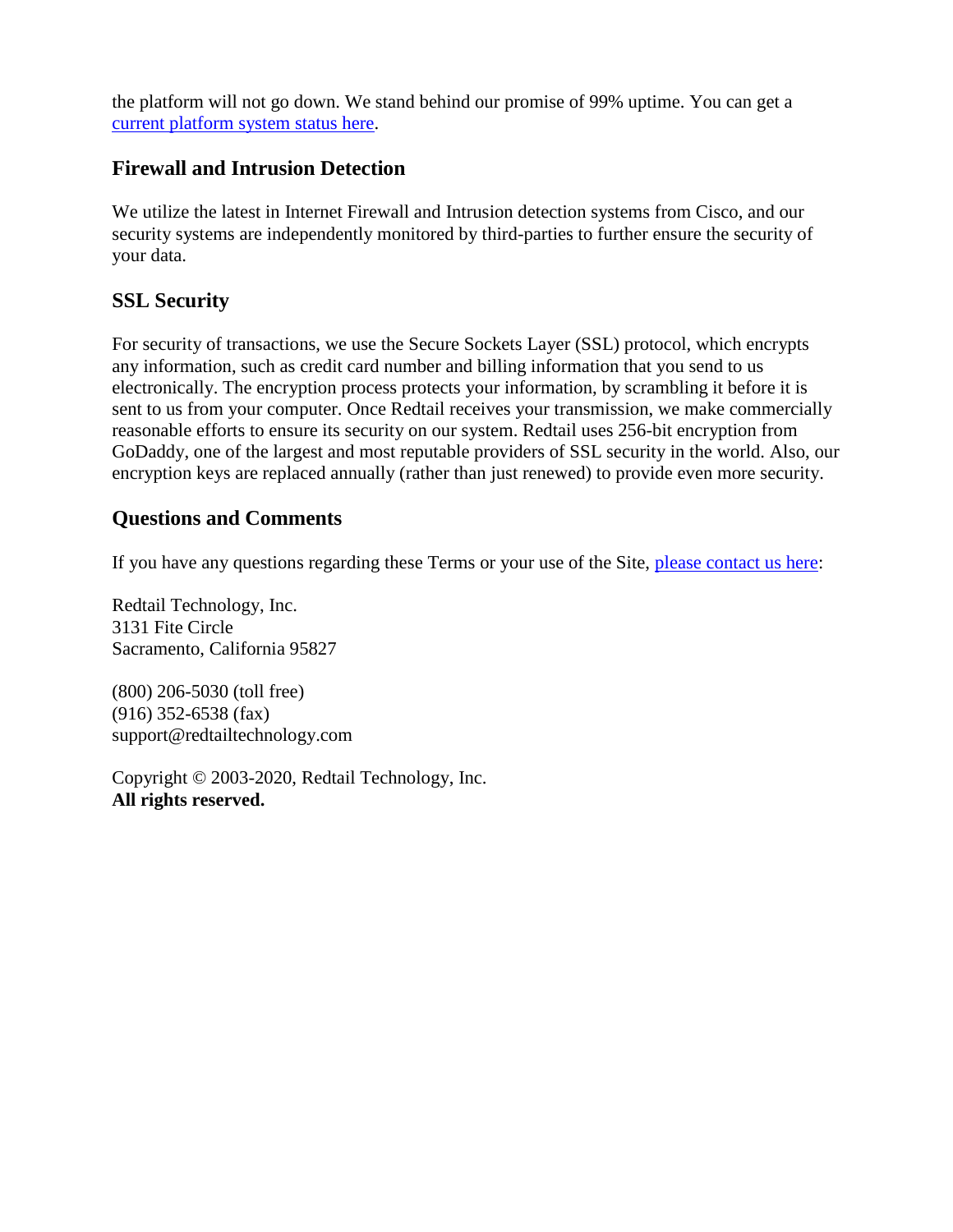the platform will not go down. We stand behind our promise of 99% uptime. You can get a [current platform system status here](#).

## Firewall and Intrusion Detection

We utilize the latest in Internet Firewall and Intrusion detection systems from Cisco, and our security systems are independently monitored by third-parties to further ensure the security of your data.

## SSL Security

For security of transactions, we use the Secure Sockets Layer (SSL) protocol, which encrypts any information, such as credit card number and billing information that you send to us electronically. The encryption process protects your information, by scrambling it before it is sent to us from your computer. Once Redtail receives your transmission, we make commercially reasonable efforts to ensure its security on our system. Redtail uses 256-bit encryption from GoDaddy, one of the largest and most reputable providers of SSL security in the world. Also, our encryption keys are replaced annually (rather than just renewed) to provide even more security.

## Questions and Comments

If you have any questions regarding these Terms or your use of the Site, [please contact us here](#):

Redtail Technology, Inc.
3131 Fite Circle
Sacramento, California 95827

(800) 206-5030 (toll free)
(916) 352-6538 (fax)
support@redtailtechnology.com

Copyright © 2003-2020, Redtail Technology, Inc.
**All rights reserved.**